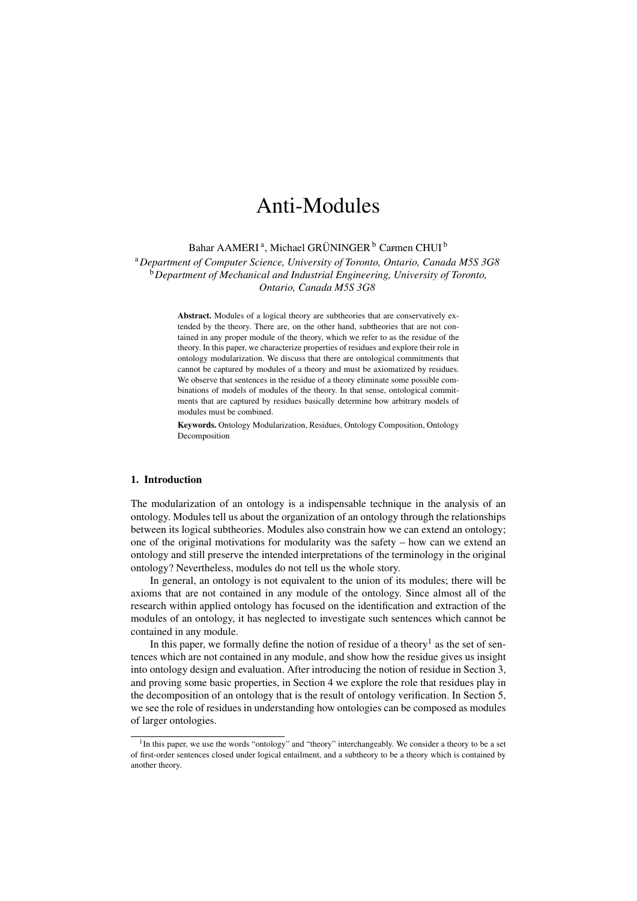# Anti-Modules

Bahar AAMERI [a], Michael GRÜNINGER [b] Carmen CHUI [b]

[a] *Department of Computer Science, University of Toronto, Ontario, Canada M5S 3G8*
[b] *Department of Mechanical and Industrial Engineering, University of Toronto, Ontario, Canada M5S 3G8*

**Abstract.** Modules of a logical theory are subtheories that are conservatively extended by the theory. There are, on the other hand, subtheories that are not contained in any proper module of the theory, which we refer to as the residue of the theory. In this paper, we characterize properties of residues and explore their role in ontology modularization. We discuss that there are ontological commitments that cannot be captured by modules of a theory and must be axiomatized by residues. We observe that sentences in the residue of a theory eliminate some possible combinations of models of modules of the theory. In that sense, ontological commitments that are captured by residues basically determine how arbitrary models of modules must be combined.

**Keywords.** Ontology Modularization, Residues, Ontology Composition, Ontology Decomposition

## 1. Introduction

The modularization of an ontology is a indispensable technique in the analysis of an ontology. Modules tell us about the organization of an ontology through the relationships between its logical subtheories. Modules also constrain how we can extend an ontology; one of the original motivations for modularity was the safety – how can we extend an ontology and still preserve the intended interpretations of the terminology in the original ontology? Nevertheless, modules do not tell us the whole story.

In general, an ontology is not equivalent to the union of its modules; there will be axioms that are not contained in any module of the ontology. Since almost all of the research within applied ontology has focused on the identification and extraction of the modules of an ontology, it has neglected to investigate such sentences which cannot be contained in any module.

In this paper, we formally define the notion of residue of a theory[1] as the set of sentences which are not contained in any module, and show how the residue gives us insight into ontology design and evaluation. After introducing the notion of residue in Section 3, and proving some basic properties, in Section 4 we explore the role that residues play in the decomposition of an ontology that is the result of ontology verification. In Section 5, we see the role of residues in understanding how ontologies can be composed as modules of larger ontologies.

[1] In this paper, we use the words "ontology" and "theory" interchangeably. We consider a theory to be a set of first-order sentences closed under logical entailment, and a subtheory to be a theory which is contained by another theory.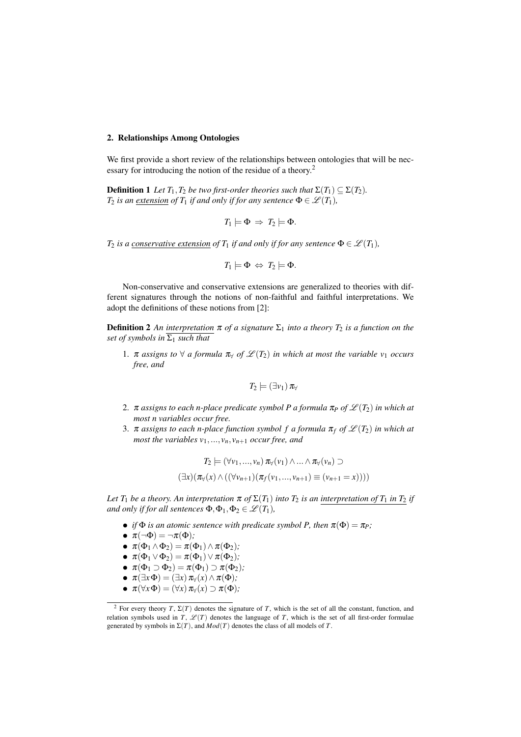## 2. Relationships Among Ontologies

We first provide a short review of the relationships between ontologies that will be necessary for introducing the notion of the residue of a theory.[2]

**Definition 1** *Let $T_1, T_2$ be two first-order theories such that $\Sigma(T_1) \subseteq \Sigma(T_2)$.*
*$T_2$ is an <u>extension</u> of $T_1$ if and only if for any sentence $\Phi \in \mathscr{L}(T_1)$,*

$$T_1 \models \Phi \;\Rightarrow\; T_2 \models \Phi.$$

*$T_2$ is a <u>conservative extension</u> of $T_1$ if and only if for any sentence $\Phi \in \mathscr{L}(T_1)$,*

$$T_1 \models \Phi \;\Leftrightarrow\; T_2 \models \Phi.$$

Non-conservative and conservative extensions are generalized to theories with different signatures through the notions of non-faithful and faithful interpretations. We adopt the definitions of these notions from [2]:

**Definition 2** *An <u>interpretation $\pi$ of a signature $\Sigma_1$ into a theory $T_2$ is a function on the set of symbols in $\Sigma_1$ such that</u>*

1. *$\pi$ assigns to $\forall$ a formula $\pi_\forall$ of $\mathscr{L}(T_2)$ in which at most the variable $v_1$ occurs free, and*

$$T_2 \models (\exists v_1)\, \pi_\forall$$

2. *$\pi$ assigns to each n-place predicate symbol $P$ a formula $\pi_P$ of $\mathscr{L}(T_2)$ in which at most n variables occur free.*
3. *$\pi$ assigns to each n-place function symbol $f$ a formula $\pi_f$ of $\mathscr{L}(T_2)$ in which at most the variables $v_1, ..., v_n, v_{n+1}$ occur free, and*

$$T_2 \models (\forall v_1, ..., v_n)\, \pi_\forall(v_1) \wedge ... \wedge \pi_\forall(v_n) \supset$$
$$(\exists x)(\pi_\forall(x) \wedge ((\forall v_{n+1})(\pi_f(v_1, ..., v_{n+1}) \equiv (v_{n+1} = x))))$$

*Let $T_1$ be a theory. An interpretation $\pi$ of $\Sigma(T_1)$ into $T_2$ is an <u>interpretation of $T_1$ in $T_2$</u> if and only if for all sentences $\Phi, \Phi_1, \Phi_2 \in \mathscr{L}(T_1)$,*

- *if $\Phi$ is an atomic sentence with predicate symbol $P$, then $\pi(\Phi) = \pi_P$;*
- *$\pi(\neg\Phi) = \neg\pi(\Phi)$;*
- *$\pi(\Phi_1 \wedge \Phi_2) = \pi(\Phi_1) \wedge \pi(\Phi_2)$;*
- *$\pi(\Phi_1 \vee \Phi_2) = \pi(\Phi_1) \vee \pi(\Phi_2)$;*
- *$\pi(\Phi_1 \supset \Phi_2) = \pi(\Phi_1) \supset \pi(\Phi_2)$;*
- *$\pi(\exists x\, \Phi) = (\exists x)\, \pi_\forall(x) \wedge \pi(\Phi)$;*
- *$\pi(\forall x\, \Phi) = (\forall x)\, \pi_\forall(x) \supset \pi(\Phi)$;*

[2] For every theory $T$, $\Sigma(T)$ denotes the signature of $T$, which is the set of all the constant, function, and relation symbols used in $T$, $\mathscr{L}(T)$ denotes the language of $T$, which is the set of all first-order formulae generated by symbols in $\Sigma(T)$, and $Mod(T)$ denotes the class of all models of $T$.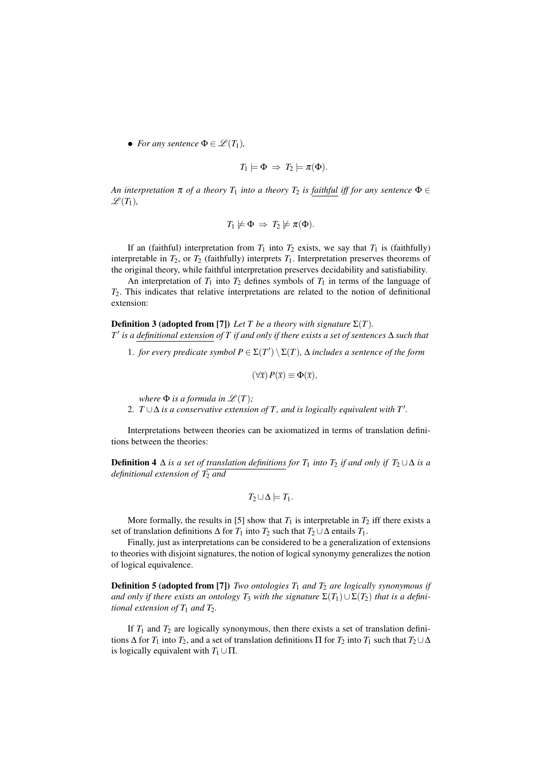- *For any sentence* $\Phi \in \mathscr{L}(T_1)$*,*

$$T_1 \models \Phi \;\Rightarrow\; T_2 \models \pi(\Phi).$$

*An interpretation* $\pi$ *of a theory* $T_1$ *into a theory* $T_2$ *is faithful iff for any sentence* $\Phi \in \mathscr{L}(T_1)$*,*

$$T_1 \not\models \Phi \;\Rightarrow\; T_2 \not\models \pi(\Phi).$$

If an (faithful) interpretation from $T_1$ into $T_2$ exists, we say that $T_1$ is (faithfully) interpretable in $T_2$, or $T_2$ (faithfully) interprets $T_1$. Interpretation preserves theorems of the original theory, while faithful interpretation preserves decidability and satisfiability.

An interpretation of $T_1$ into $T_2$ defines symbols of $T_1$ in terms of the language of $T_2$. This indicates that relative interpretations are related to the notion of definitional extension:

**Definition 3 (adopted from [7])** *Let* $T$ *be a theory with signature* $\Sigma(T)$*.*
$T'$ *is a definitional extension of* $T$ *if and only if there exists a set of sentences* $\Delta$ *such that*

1. *for every predicate symbol* $P \in \Sigma(T') \setminus \Sigma(T)$*,* $\Delta$ *includes a sentence of the form*

$$(\forall \overline{x})\, P(\overline{x}) \equiv \Phi(\overline{x}),$$

*where* $\Phi$ *is a formula in* $\mathscr{L}(T)$*;*

2. $T \cup \Delta$ *is a conservative extension of* $T$*, and is logically equivalent with* $T'$*.*

Interpretations between theories can be axiomatized in terms of translation definitions between the theories:

**Definition 4** $\Delta$ *is a set of translation definitions for* $T_1$ *into* $T_2$ *if and only if* $T_2 \cup \Delta$ *is a definitional extension of* $T_2$ *and*

$$T_2 \cup \Delta \models T_1.$$

More formally, the results in [5] show that $T_1$ is interpretable in $T_2$ iff there exists a set of translation definitions $\Delta$ for $T_1$ into $T_2$ such that $T_2 \cup \Delta$ entails $T_1$.

Finally, just as interpretations can be considered to be a generalization of extensions to theories with disjoint signatures, the notion of logical synonymy generalizes the notion of logical equivalence.

**Definition 5 (adopted from [7])** *Two ontologies* $T_1$ *and* $T_2$ *are logically synonymous if and only if there exists an ontology* $T_3$ *with the signature* $\Sigma(T_1) \cup \Sigma(T_2)$ *that is a definitional extension of* $T_1$ *and* $T_2$*.*

If $T_1$ and $T_2$ are logically synonymous, then there exists a set of translation definitions $\Delta$ for $T_1$ into $T_2$, and a set of translation definitions $\Pi$ for $T_2$ into $T_1$ such that $T_2 \cup \Delta$ is logically equivalent with $T_1 \cup \Pi$.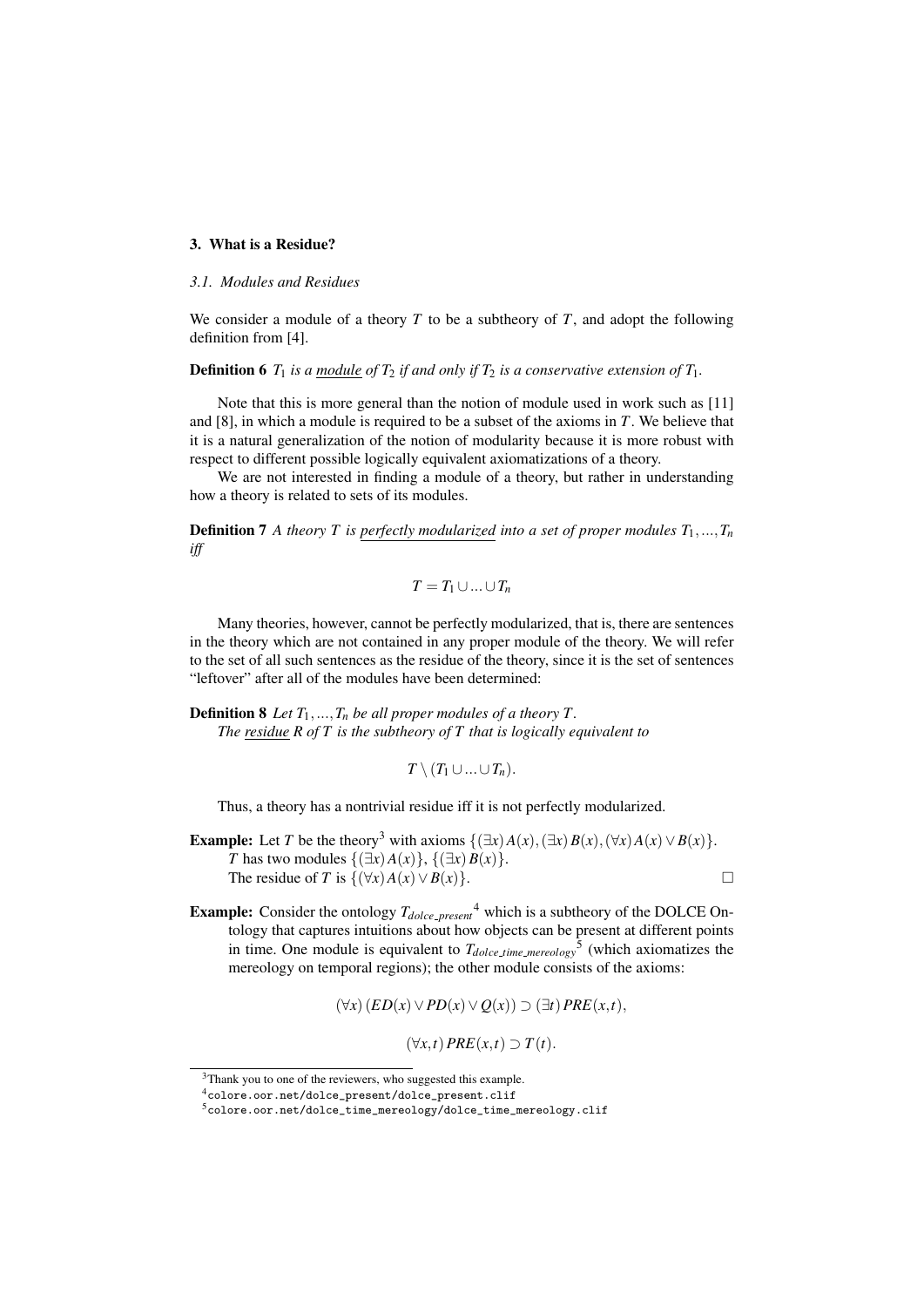## 3. What is a Residue?

### 3.1. Modules and Residues

We consider a module of a theory $T$ to be a subtheory of $T$, and adopt the following definition from [4].

**Definition 6** *$T_1$ is a <u>module</u> of $T_2$ if and only if $T_2$ is a conservative extension of $T_1$.*

Note that this is more general than the notion of module used in work such as [11] and [8], in which a module is required to be a subset of the axioms in $T$. We believe that it is a natural generalization of the notion of modularity because it is more robust with respect to different possible logically equivalent axiomatizations of a theory.

We are not interested in finding a module of a theory, but rather in understanding how a theory is related to sets of its modules.

**Definition 7** *A theory $T$ is <u>perfectly modularized</u> into a set of proper modules $T_1, ..., T_n$ iff*

$$T = T_1 \cup ... \cup T_n$$

Many theories, however, cannot be perfectly modularized, that is, there are sentences in the theory which are not contained in any proper module of the theory. We will refer to the set of all such sentences as the residue of the theory, since it is the set of sentences "leftover" after all of the modules have been determined:

**Definition 8** *Let $T_1, ..., T_n$ be all proper modules of a theory $T$.*
*The <u>residue</u> $R$ of $T$ is the subtheory of $T$ that is logically equivalent to*

$$T \setminus (T_1 \cup ... \cup T_n).$$

Thus, a theory has a nontrivial residue iff it is not perfectly modularized.

**Example:** Let $T$ be the theory[3] with axioms $\{(\exists x)A(x), (\exists x)B(x), (\forall x)A(x) \vee B(x)\}$.
$T$ has two modules $\{(\exists x)A(x)\}$, $\{(\exists x)B(x)\}$.
The residue of $T$ is $\{(\forall x)A(x) \vee B(x)\}$. □

**Example:** Consider the ontology $T_{dolce\_present}$[4] which is a subtheory of the DOLCE Ontology that captures intuitions about how objects can be present at different points in time. One module is equivalent to $T_{dolce\_time\_mereology}$[5] (which axiomatizes the mereology on temporal regions); the other module consists of the axioms:

$$(\forall x)\,(ED(x) \vee PD(x) \vee Q(x)) \supset (\exists t)\,PRE(x,t),$$

$$(\forall x,t)\,PRE(x,t) \supset T(t).$$

---

[3] Thank you to one of the reviewers, who suggested this example.

[4] colore.oor.net/dolce_present/dolce_present.clif

[5] colore.oor.net/dolce_time_mereology/dolce_time_mereology.clif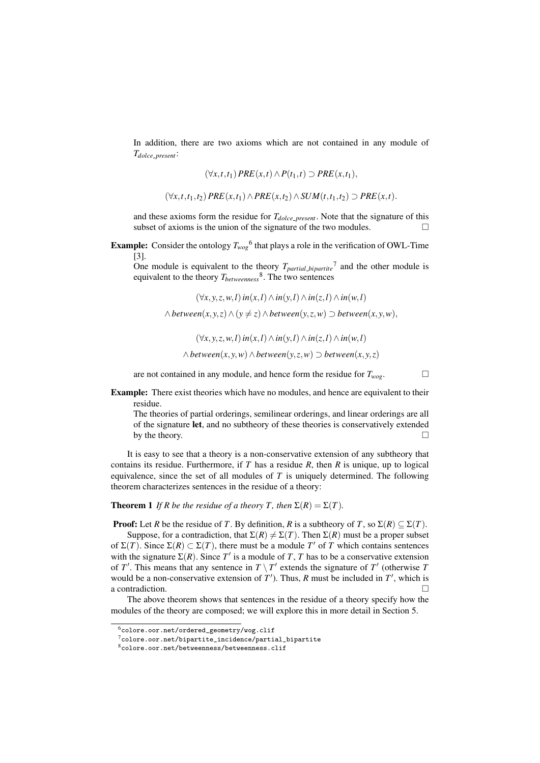In addition, there are two axioms which are not contained in any module of $T_{dolce\_present}$:

$$(\forall x, t, t_1)\, PRE(x,t) \wedge P(t_1,t) \supset PRE(x,t_1),$$

$$(\forall x, t, t_1, t_2)\, PRE(x,t_1) \wedge PRE(x,t_2) \wedge SUM(t,t_1,t_2) \supset PRE(x,t).$$

and these axioms form the residue for $T_{dolce\_present}$. Note that the signature of this subset of axioms is the union of the signature of the two modules. □

**Example:** Consider the ontology $T_{wog}$[6] that plays a role in the verification of OWL-Time [3].

One module is equivalent to the theory $T_{partial\_bipartite}$[7] and the other module is equivalent to the theory $T_{betweenness}$[8]. The two sentences

$$(\forall x, y, z, w, l)\, in(x,l) \wedge in(y,l) \wedge in(z,l) \wedge in(w,l)$$
$$\wedge\, between(x,y,z) \wedge (y \neq z) \wedge between(y,z,w) \supset between(x,y,w),$$

$$(\forall x, y, z, w, l)\, in(x,l) \wedge in(y,l) \wedge in(z,l) \wedge in(w,l)$$
$$\wedge\, between(x,y,w) \wedge between(y,z,w) \supset between(x,y,z)$$

are not contained in any module, and hence form the residue for $T_{wog}$. □

**Example:** There exist theories which have no modules, and hence are equivalent to their residue.

The theories of partial orderings, semilinear orderings, and linear orderings are all of the signature **let**, and no subtheory of these theories is conservatively extended by the theory. □

It is easy to see that a theory is a non-conservative extension of any subtheory that contains its residue. Furthermore, if $T$ has a residue $R$, then $R$ is unique, up to logical equivalence, since the set of all modules of $T$ is uniquely determined. The following theorem characterizes sentences in the residue of a theory:

**Theorem 1** *If $R$ be the residue of a theory $T$, then $\Sigma(R) = \Sigma(T)$.*

**Proof:** Let $R$ be the residue of $T$. By definition, $R$ is a subtheory of $T$, so $\Sigma(R) \subseteq \Sigma(T)$.

Suppose, for a contradiction, that $\Sigma(R) \neq \Sigma(T)$. Then $\Sigma(R)$ must be a proper subset of $\Sigma(T)$. Since $\Sigma(R) \subset \Sigma(T)$, there must be a module $T'$ of $T$ which contains sentences with the signature $\Sigma(R)$. Since $T'$ is a module of $T$, $T$ has to be a conservative extension of $T'$. This means that any sentence in $T \setminus T'$ extends the signature of $T'$ (otherwise $T$ would be a non-conservative extension of $T'$). Thus, $R$ must be included in $T'$, which is a contradiction. □

The above theorem shows that sentences in the residue of a theory specify how the modules of the theory are composed; we will explore this in more detail in Section 5.

[6] colore.oor.net/ordered_geometry/wog.clif

[7] colore.oor.net/bipartite_incidence/partial_bipartite

[8] colore.oor.net/betweenness/betweenness.clif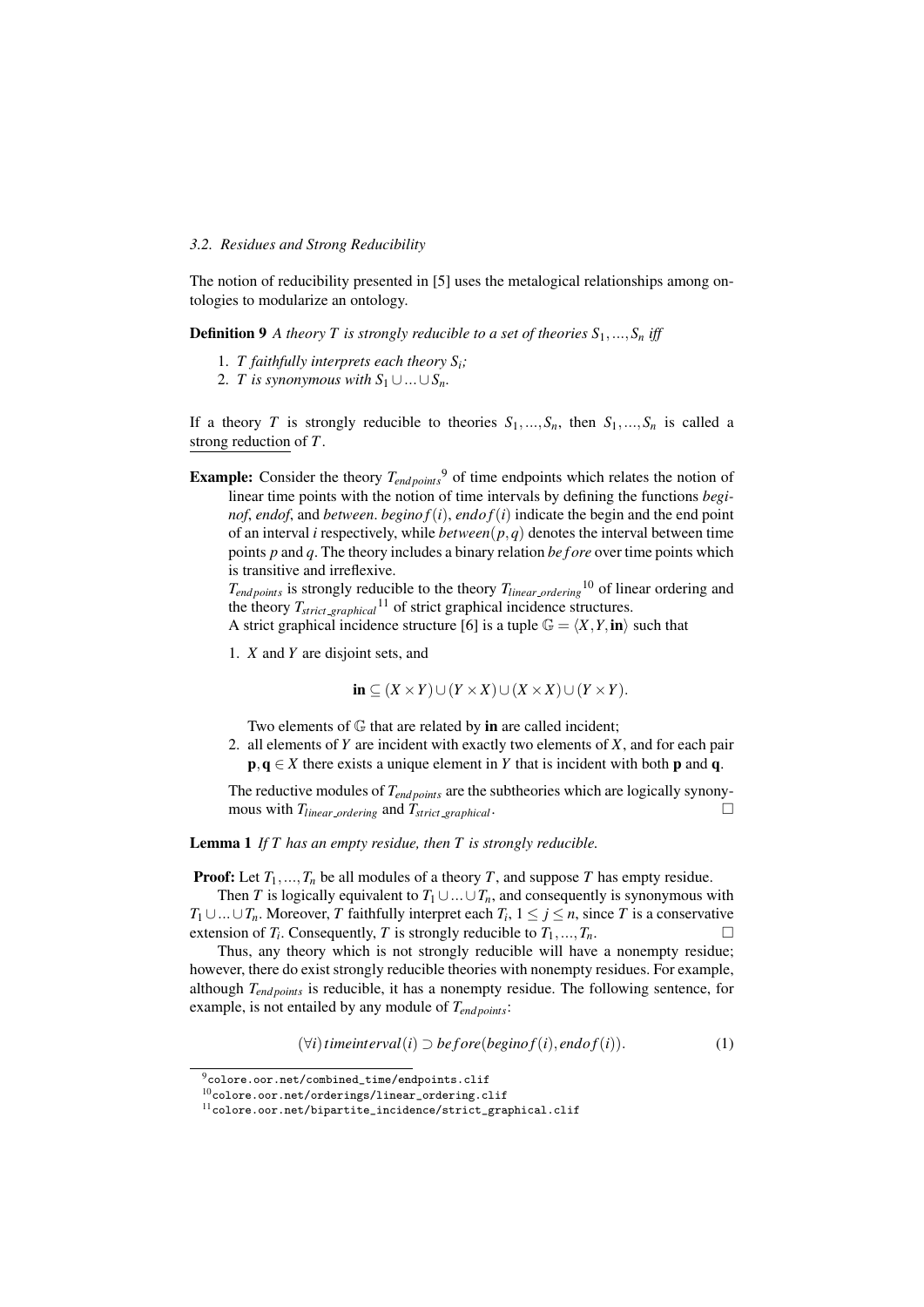### *3.2. Residues and Strong Reducibility*

The notion of reducibility presented in [5] uses the metalogical relationships among ontologies to modularize an ontology.

**Definition 9** *A theory $T$ is strongly reducible to a set of theories $S_1, ..., S_n$ iff*

1. *$T$ faithfully interprets each theory $S_i$;*
2. *$T$ is synonymous with $S_1 \cup ... \cup S_n$.*

If a theory $T$ is strongly reducible to theories $S_1, ..., S_n$, then $S_1, ..., S_n$ is called a strong reduction of $T$.

**Example:** Consider the theory $T_{endpoints}$[9] of time endpoints which relates the notion of linear time points with the notion of time intervals by defining the functions *beginof*, *endof*, and *between*. $beginof(i)$, $endof(i)$ indicate the begin and the end point of an interval $i$ respectively, while $between(p, q)$ denotes the interval between time points $p$ and $q$. The theory includes a binary relation $before$ over time points which is transitive and irreflexive.
$T_{endpoints}$ is strongly reducible to the theory $T_{linear\_ordering}$[10] of linear ordering and the theory $T_{strict\_graphical}$[11] of strict graphical incidence structures.
A strict graphical incidence structure [6] is a tuple $\mathbb{G} = \langle X, Y, \mathbf{in} \rangle$ such that

1. $X$ and $Y$ are disjoint sets, and

$$\mathbf{in} \subseteq (X \times Y) \cup (Y \times X) \cup (X \times X) \cup (Y \times Y).$$

Two elements of $\mathbb{G}$ that are related by **in** are called incident;
2. all elements of $Y$ are incident with exactly two elements of $X$, and for each pair $\mathbf{p}, \mathbf{q} \in X$ there exists a unique element in $Y$ that is incident with both $\mathbf{p}$ and $\mathbf{q}$.

The reductive modules of $T_{endpoints}$ are the subtheories which are logically synonymous with $T_{linear\_ordering}$ and $T_{strict\_graphical}$. □

**Lemma 1** *If $T$ has an empty residue, then $T$ is strongly reducible.*

**Proof:** Let $T_1, ..., T_n$ be all modules of a theory $T$, and suppose $T$ has empty residue.

Then $T$ is logically equivalent to $T_1 \cup ... \cup T_n$, and consequently is synonymous with $T_1 \cup ... \cup T_n$. Moreover, $T$ faithfully interpret each $T_i$, $1 \leq j \leq n$, since $T$ is a conservative extension of $T_i$. Consequently, $T$ is strongly reducible to $T_1, ..., T_n$. □

Thus, any theory which is not strongly reducible will have a nonempty residue; however, there do exist strongly reducible theories with nonempty residues. For example, although $T_{endpoints}$ is reducible, it has a nonempty residue. The following sentence, for example, is not entailed by any module of $T_{endpoints}$:

$$(\forall i)\, timeinterval(i) \supset before(beginof(i), endof(i)). \tag{1}$$

[9] `colore.oor.net/combined_time/endpoints.clif`

[10] `colore.oor.net/orderings/linear_ordering.clif`

[11] `colore.oor.net/bipartite_incidence/strict_graphical.clif`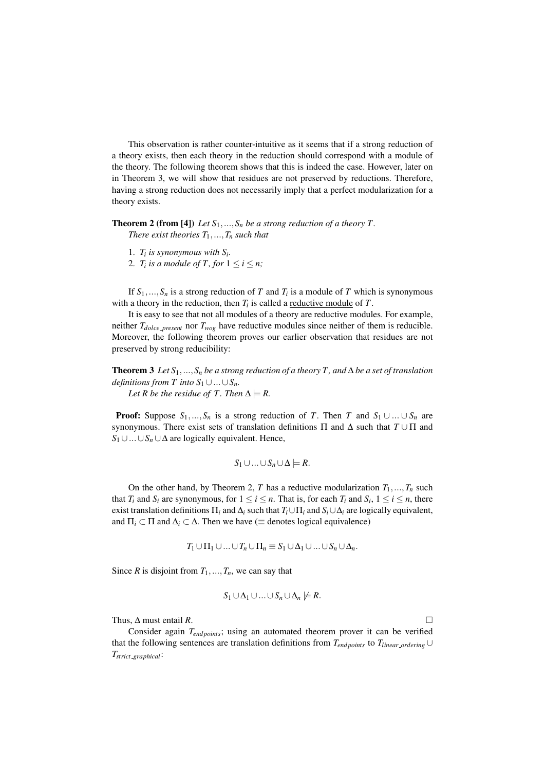This observation is rather counter-intuitive as it seems that if a strong reduction of a theory exists, then each theory in the reduction should correspond with a module of the theory. The following theorem shows that this is indeed the case. However, later on in Theorem 3, we will show that residues are not preserved by reductions. Therefore, having a strong reduction does not necessarily imply that a perfect modularization for a theory exists.

**Theorem 2 (from [4])** *Let $S_1,...,S_n$ be a strong reduction of a theory $T$.*
*There exist theories $T_1,...,T_n$ such that*

1. *$T_i$ is synonymous with $S_i$.*
2. *$T_i$ is a module of $T$, for $1 \leq i \leq n$;*

If $S_1,...,S_n$ is a strong reduction of $T$ and $T_i$ is a module of $T$ which is synonymous with a theory in the reduction, then $T_i$ is called a reductive module of $T$.

It is easy to see that not all modules of a theory are reductive modules. For example, neither $T_{dolce\_present}$ nor $T_{wog}$ have reductive modules since neither of them is reducible. Moreover, the following theorem proves our earlier observation that residues are not preserved by strong reducibility:

**Theorem 3** *Let $S_1,...,S_n$ be a strong reduction of a theory $T$, and $\Delta$ be a set of translation definitions from $T$ into $S_1 \cup ... \cup S_n$.*
*Let $R$ be the residue of $T$. Then $\Delta \models R$.*

**Proof:** Suppose $S_1,...,S_n$ is a strong reduction of $T$. Then $T$ and $S_1 \cup ... \cup S_n$ are synonymous. There exist sets of translation definitions $\Pi$ and $\Delta$ such that $T \cup \Pi$ and $S_1 \cup ... \cup S_n \cup \Delta$ are logically equivalent. Hence,

$$S_1 \cup ... \cup S_n \cup \Delta \models R.$$

On the other hand, by Theorem 2, $T$ has a reductive modularization $T_1,...,T_n$ such that $T_i$ and $S_i$ are synonymous, for $1 \leq i \leq n$. That is, for each $T_i$ and $S_i$, $1 \leq i \leq n$, there exist translation definitions $\Pi_i$ and $\Delta_i$ such that $T_i \cup \Pi_i$ and $S_i \cup \Delta_i$ are logically equivalent, and $\Pi_i \subset \Pi$ and $\Delta_i \subset \Delta$. Then we have ($\equiv$ denotes logical equivalence)

$$T_1 \cup \Pi_1 \cup ... \cup T_n \cup \Pi_n \equiv S_1 \cup \Delta_1 \cup ... \cup S_n \cup \Delta_n.$$

Since $R$ is disjoint from $T_1,...,T_n$, we can say that

$$S_1 \cup \Delta_1 \cup ... \cup S_n \cup \Delta_n \not\models R.$$

Thus, $\Delta$ must entail $R$. $\square$

Consider again $T_{endpoints}$; using an automated theorem prover it can be verified that the following sentences are translation definitions from $T_{endpoints}$ to $T_{linear\_ordering} \cup T_{strict\_graphical}$: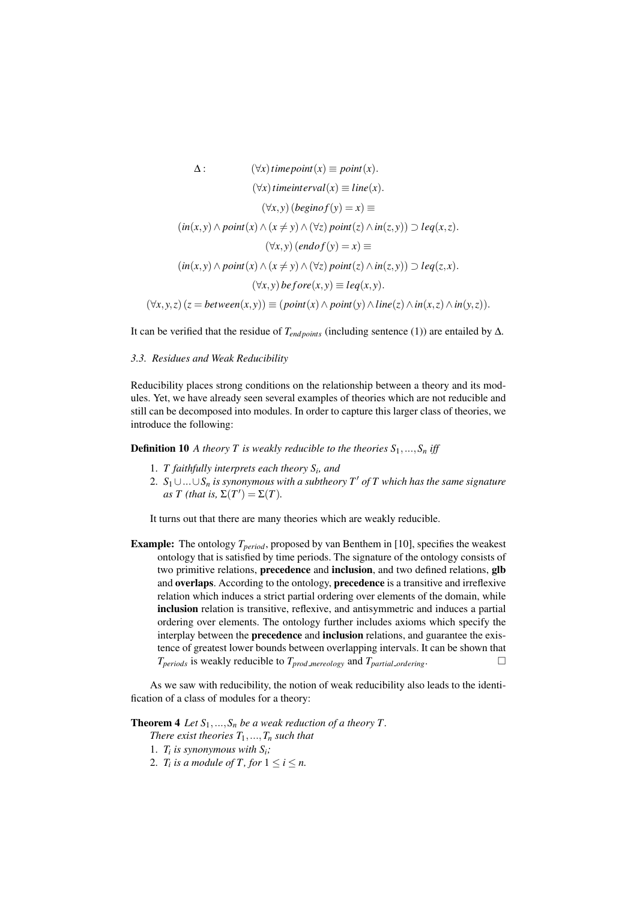$$
\begin{aligned}
\Delta: \quad & (\forall x)\, timepoint(x) \equiv point(x). \\
& (\forall x)\, timeinterval(x) \equiv line(x). \\
& (\forall x,y)\,(beginof(y) = x) \equiv \\
& (in(x,y) \land point(x) \land (x \neq y) \land (\forall z)\, point(z) \land in(z,y)) \supset leq(x,z). \\
& (\forall x,y)\,(endof(y) = x) \equiv \\
& (in(x,y) \land point(x) \land (x \neq y) \land (\forall z)\, point(z) \land in(z,y)) \supset leq(z,x). \\
& (\forall x,y)\, before(x,y) \equiv leq(x,y). \\
& (\forall x,y,z)\,(z = between(x,y)) \equiv (point(x) \land point(y) \land line(z) \land in(x,z) \land in(y,z)).
\end{aligned}
$$

It can be verified that the residue of $T_{endpoints}$ (including sentence (1)) are entailed by $\Delta$.

### 3.3. Residues and Weak Reducibility

Reducibility places strong conditions on the relationship between a theory and its modules. Yet, we have already seen several examples of theories which are not reducible and still can be decomposed into modules. In order to capture this larger class of theories, we introduce the following:

**Definition 10** *A theory $T$ is weakly reducible to the theories $S_1, ..., S_n$ iff*

1. *$T$ faithfully interprets each theory $S_i$, and*
2. *$S_1 \cup ... \cup S_n$ is synonymous with a subtheory $T'$ of $T$ which has the same signature as $T$ (that is, $\Sigma(T') = \Sigma(T)$.*

It turns out that there are many theories which are weakly reducible.

**Example:** The ontology $T_{period}$, proposed by van Benthem in [10], specifies the weakest ontology that is satisfied by time periods. The signature of the ontology consists of two primitive relations, **precedence** and **inclusion**, and two defined relations, **glb** and **overlaps**. According to the ontology, **precedence** is a transitive and irreflexive relation which induces a strict partial ordering over elements of the domain, while **inclusion** relation is transitive, reflexive, and antisymmetric and induces a partial ordering over elements. The ontology further includes axioms which specify the interplay between the **precedence** and **inclusion** relations, and guarantee the existence of greatest lower bounds between overlapping intervals. It can be shown that $T_{periods}$ is weakly reducible to $T_{prod\_mereology}$ and $T_{partial\_ordering}$. □

As we saw with reducibility, the notion of weak reducibility also leads to the identification of a class of modules for a theory:

**Theorem 4** *Let $S_1, ..., S_n$ be a weak reduction of a theory $T$.*
*There exist theories $T_1, ..., T_n$ such that*

1. *$T_i$ is synonymous with $S_i$;*
2. *$T_i$ is a module of $T$, for $1 \leq i \leq n$.*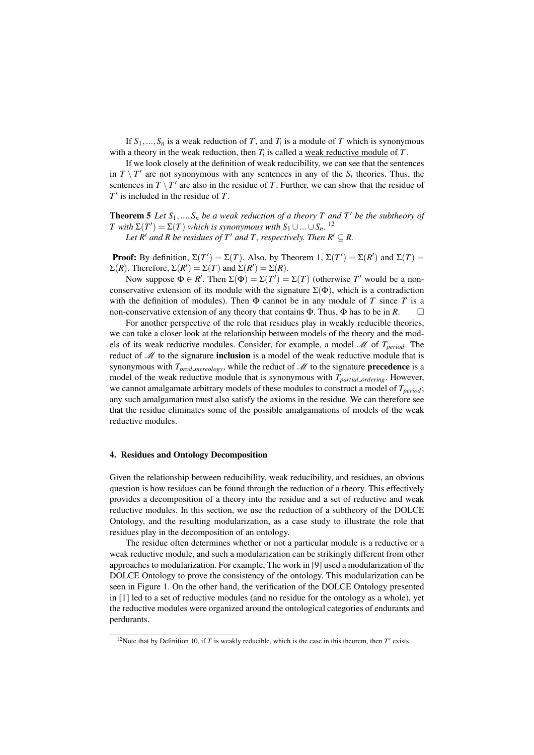If $S_1, ..., S_n$ is a weak reduction of $T$, and $T_i$ is a module of $T$ which is synonymous with a theory in the weak reduction, then $T_i$ is called a weak reductive module of $T$.

If we look closely at the definition of weak reducibility, we can see that the sentences in $T \setminus T'$ are not synonymous with any sentences in any of the $S_i$ theories. Thus, the sentences in $T \setminus T'$ are also in the residue of $T$. Further, we can show that the residue of $T'$ is included in the residue of $T$.

**Theorem 5** *Let $S_1, ..., S_n$ be a weak reduction of a theory $T$ and $T'$ be the subtheory of $T$ with $\Sigma(T') = \Sigma(T)$ which is synonymous with $S_1 \cup ... \cup S_n$.* [12]

*Let $R'$ and $R$ be residues of $T'$ and $T$, respectively. Then $R' \subseteq R$.*

**Proof:** By definition, $\Sigma(T') = \Sigma(T)$. Also, by Theorem 1, $\Sigma(T') = \Sigma(R')$ and $\Sigma(T) = \Sigma(R)$. Therefore, $\Sigma(R') = \Sigma(T)$ and $\Sigma(R') = \Sigma(R)$.

Now suppose $\Phi \in R'$. Then $\Sigma(\Phi) = \Sigma(T') = \Sigma(T)$ (otherwise $T'$ would be a non-conservative extension of its module with the signature $\Sigma(\Phi)$, which is a contradiction with the definition of modules). Then $\Phi$ cannot be in any module of $T$ since $T$ is a non-conservative extension of any theory that contains $\Phi$. Thus, $\Phi$ has to be in $R$. □

For another perspective of the role that residues play in weakly reducible theories, we can take a closer look at the relationship between models of the theory and the models of its weak reductive modules. Consider, for example, a model $\mathscr{M}$ of $T_{period}$. The reduct of $\mathscr{M}$ to the signature **inclusion** is a model of the weak reductive module that is synonymous with $T_{prod\_mereology}$, while the reduct of $\mathscr{M}$ to the signature **precedence** is a model of the weak reductive module that is synonymous with $T_{partial\_ordering}$. However, we cannot amalgamate arbitrary models of these modules to construct a model of $T_{period}$; any such amalgamation must also satisfy the axioms in the residue. We can therefore see that the residue eliminates some of the possible amalgamations of models of the weak reductive modules.

## 4. Residues and Ontology Decomposition

Given the relationship between reducibility, weak reducibility, and residues, an obvious question is how residues can be found through the reduction of a theory. This effectively provides a decomposition of a theory into the residue and a set of reductive and weak reductive modules. In this section, we use the reduction of a subtheory of the DOLCE Ontology, and the resulting modularization, as a case study to illustrate the role that residues play in the decomposition of an ontology.

The residue often determines whether or not a particular module is a reductive or a weak reductive module, and such a modularization can be strikingly different from other approaches to modularization. For example, The work in [9] used a modularization of the DOLCE Ontology to prove the consistency of the ontology. This modularization can be seen in Figure 1. On the other hand, the verification of the DOLCE Ontology presented in [1] led to a set of reductive modules (and no residue for the ontology as a whole), yet the reductive modules were organized around the ontological categories of endurants and perdurants.

[12] Note that by Definition 10, if $T$ is weakly reducible, which is the case in this theorem, then $T'$ exists.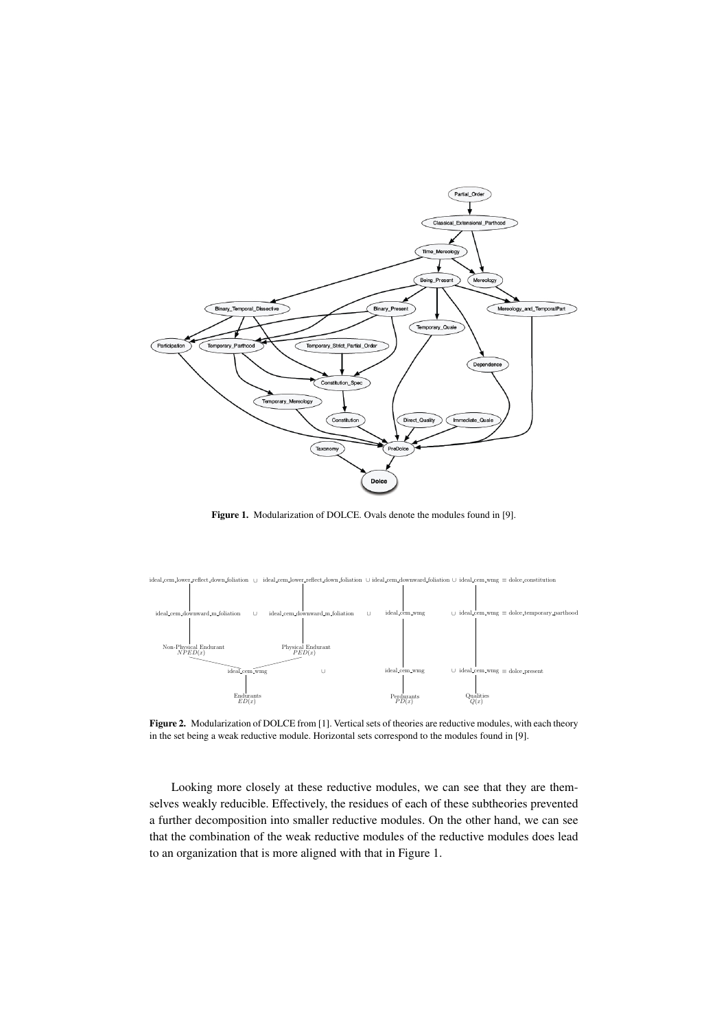**Figure 1.** Modularization of DOLCE. Ovals denote the modules found in [9].

**Figure 2.** Modularization of DOLCE from [1]. Vertical sets of theories are reductive modules, with each theory in the set being a weak reductive module. Horizontal sets correspond to the modules found in [9].

Looking more closely at these reductive modules, we can see that they are themselves weakly reducible. Effectively, the residues of each of these subtheories prevented a further decomposition into smaller reductive modules. On the other hand, we can see that the combination of the weak reductive modules of the reductive modules does lead to an organization that is more aligned with that in Figure 1.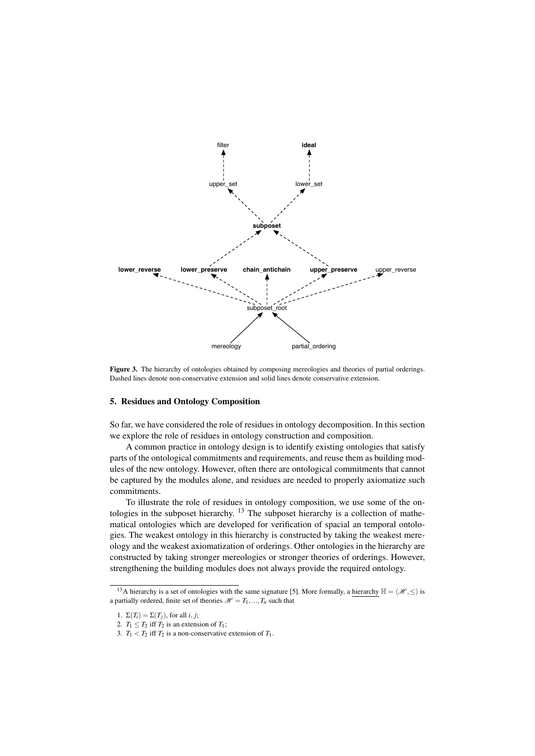filter

**ideal**

upper_set

lower_set

**subposet**

**lower_reverse** **lower_preserve** **chain_antichain** **upper_preserve** upper_reverse

subposet_root

mereology partial_ordering

**Figure 3.** The hierarchy of ontologies obtained by composing mereologies and theories of partial orderings. Dashed lines denote non-conservative extension and solid lines denote conservative extension.

## 5. Residues and Ontology Composition

So far, we have considered the role of residues in ontology decomposition. In this section we explore the role of residues in ontology construction and composition.

A common practice in ontology design is to identify existing ontologies that satisfy parts of the ontological commitments and requirements, and reuse them as building modules of the new ontology. However, often there are ontological commitments that cannot be captured by the modules alone, and residues are needed to properly axiomatize such commitments.

To illustrate the role of residues in ontology composition, we use some of the ontologies in the subposet hierarchy. [13] The subposet hierarchy is a collection of mathematical ontologies which are developed for verification of spacial an temporal ontologies. The weakest ontology in this hierarchy is constructed by taking the weakest mereology and the weakest axiomatization of orderings. Other ontologies in the hierarchy are constructed by taking stronger mereologies or stronger theories of orderings. However, strengthening the building modules does not always provide the required ontology.

[13] A hierarchy is a set of ontologies with the same signature [5]. More formally, a hierarchy $\mathbb{H} = \langle \mathscr{H}, \leq \rangle$ is a partially ordered, finite set of theories $\mathscr{H} = T_1, ..., T_n$ such that

1. $\Sigma(T_i) = \Sigma(T_j)$, for all $i$, $j$;
2. $T_1 \leq T_2$ iff $T_2$ is an extension of $T_1$;
3. $T_1 < T_2$ iff $T_2$ is a non-conservative extension of $T_1$.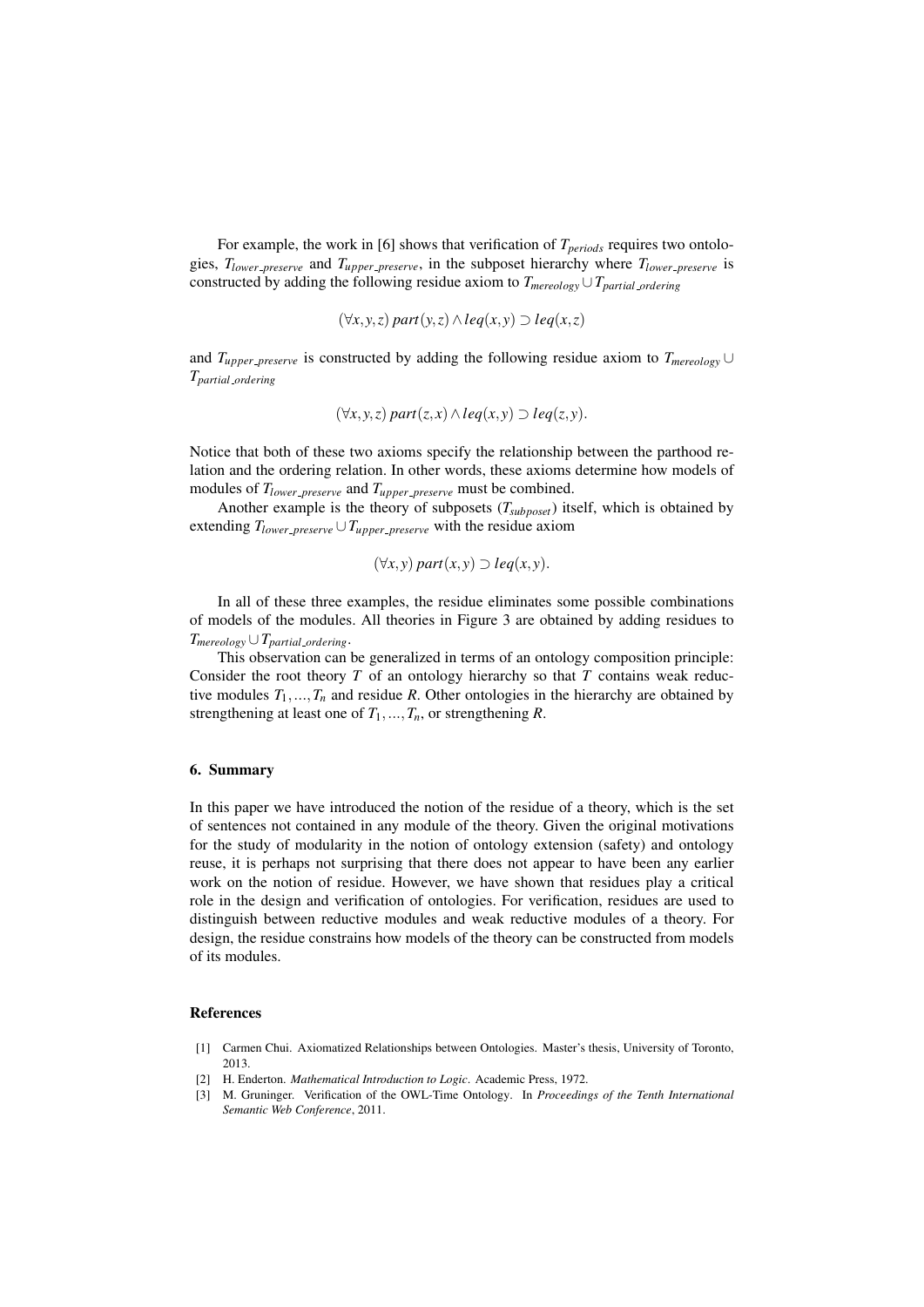For example, the work in [6] shows that verification of $T_{periods}$ requires two ontologies, $T_{lower\_preserve}$ and $T_{upper\_preserve}$, in the subposet hierarchy where $T_{lower\_preserve}$ is constructed by adding the following residue axiom to $T_{mereology} \cup T_{partial\_ordering}$

$$(\forall x, y, z)\, part(y, z) \wedge leq(x, y) \supset leq(x, z)$$

and $T_{upper\_preserve}$ is constructed by adding the following residue axiom to $T_{mereology} \cup T_{partial\_ordering}$

$$(\forall x, y, z)\, part(z, x) \wedge leq(x, y) \supset leq(z, y).$$

Notice that both of these two axioms specify the relationship between the parthood relation and the ordering relation. In other words, these axioms determine how models of modules of $T_{lower\_preserve}$ and $T_{upper\_preserve}$ must be combined.

Another example is the theory of subposets ($T_{subposet}$) itself, which is obtained by extending $T_{lower\_preserve} \cup T_{upper\_preserve}$ with the residue axiom

$$(\forall x, y)\, part(x, y) \supset leq(x, y).$$

In all of these three examples, the residue eliminates some possible combinations of models of the modules. All theories in Figure 3 are obtained by adding residues to $T_{mereology} \cup T_{partial\_ordering}$.

This observation can be generalized in terms of an ontology composition principle: Consider the root theory $T$ of an ontology hierarchy so that $T$ contains weak reductive modules $T_1, \ldots, T_n$ and residue $R$. Other ontologies in the hierarchy are obtained by strengthening at least one of $T_1, \ldots, T_n$, or strengthening $R$.

## 6. Summary

In this paper we have introduced the notion of the residue of a theory, which is the set of sentences not contained in any module of the theory. Given the original motivations for the study of modularity in the notion of ontology extension (safety) and ontology reuse, it is perhaps not surprising that there does not appear to have been any earlier work on the notion of residue. However, we have shown that residues play a critical role in the design and verification of ontologies. For verification, residues are used to distinguish between reductive modules and weak reductive modules of a theory. For design, the residue constrains how models of the theory can be constructed from models of its modules.

## References

[1] Carmen Chui. Axiomatized Relationships between Ontologies. Master's thesis, University of Toronto, 2013.

[2] H. Enderton. *Mathematical Introduction to Logic*. Academic Press, 1972.

[3] M. Gruninger. Verification of the OWL-Time Ontology. In *Proceedings of the Tenth International Semantic Web Conference*, 2011.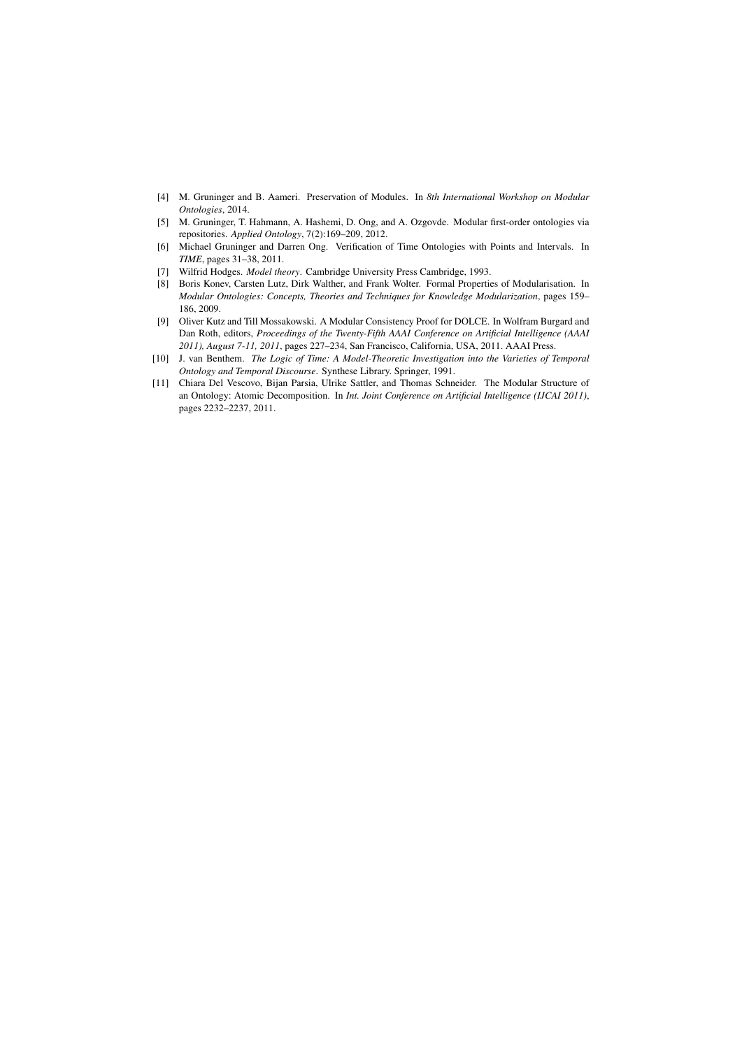[4] M. Gruninger and B. Aameri. Preservation of Modules. In *8th International Workshop on Modular Ontologies*, 2014.

[5] M. Gruninger, T. Hahmann, A. Hashemi, D. Ong, and A. Ozgovde. Modular first-order ontologies via repositories. *Applied Ontology*, 7(2):169–209, 2012.

[6] Michael Gruninger and Darren Ong. Verification of Time Ontologies with Points and Intervals. In *TIME*, pages 31–38, 2011.

[7] Wilfrid Hodges. *Model theory*. Cambridge University Press Cambridge, 1993.

[8] Boris Konev, Carsten Lutz, Dirk Walther, and Frank Wolter. Formal Properties of Modularisation. In *Modular Ontologies: Concepts, Theories and Techniques for Knowledge Modularization*, pages 159–186, 2009.

[9] Oliver Kutz and Till Mossakowski. A Modular Consistency Proof for DOLCE. In Wolfram Burgard and Dan Roth, editors, *Proceedings of the Twenty-Fifth AAAI Conference on Artificial Intelligence (AAAI 2011), August 7-11, 2011*, pages 227–234, San Francisco, California, USA, 2011. AAAI Press.

[10] J. van Benthem. *The Logic of Time: A Model-Theoretic Investigation into the Varieties of Temporal Ontology and Temporal Discourse*. Synthese Library. Springer, 1991.

[11] Chiara Del Vescovo, Bijan Parsia, Ulrike Sattler, and Thomas Schneider. The Modular Structure of an Ontology: Atomic Decomposition. In *Int. Joint Conference on Artificial Intelligence (IJCAI 2011)*, pages 2232–2237, 2011.